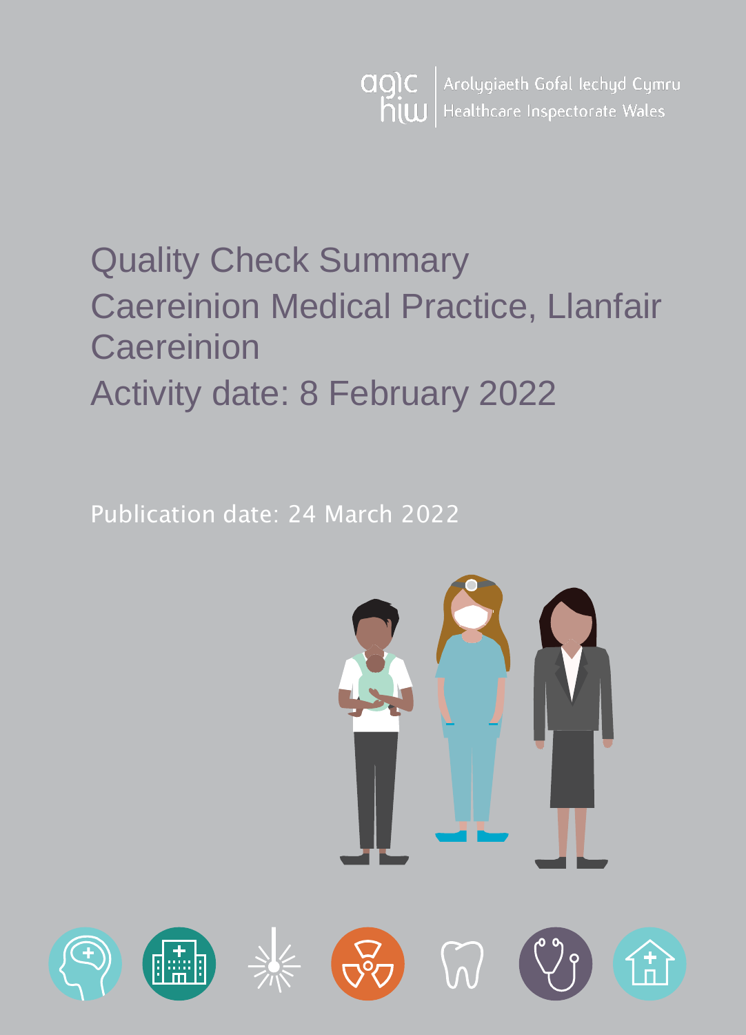Arolygiaeth Gofal Iechyd Cymru
Healthcare Inspectorate Wales

# Quality Check Summary
# Caereinion Medical Practice, Llanfair Caereinion
# Activity date: 8 February 2022

Publication date: 24 March 2022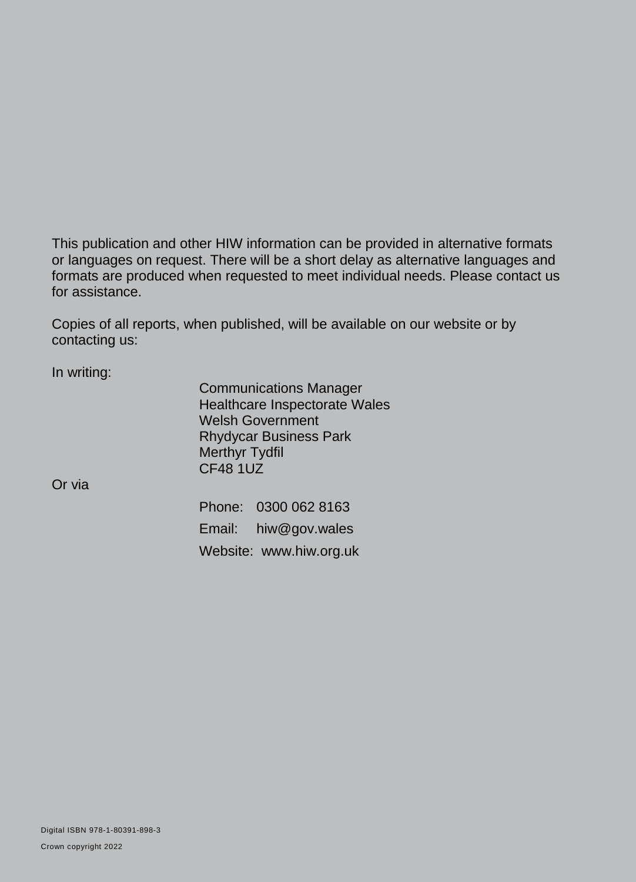This publication and other HIW information can be provided in alternative formats or languages on request. There will be a short delay as alternative languages and formats are produced when requested to meet individual needs. Please contact us for assistance.

Copies of all reports, when published, will be available on our website or by contacting us:

In writing:

Communications Manager
Healthcare Inspectorate Wales
Welsh Government
Rhydycar Business Park
Merthyr Tydfil
CF48 1UZ

Or via

Phone: 0300 062 8163

Email: hiw@gov.wales

Website: www.hiw.org.uk

Digital ISBN 978-1-80391-898-3

Crown copyright 2022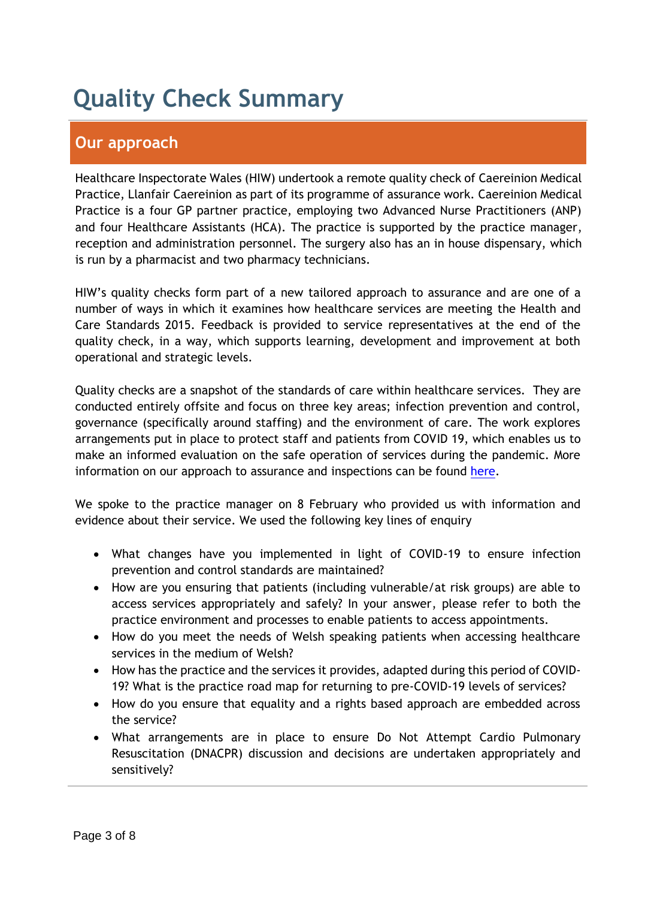# Quality Check Summary

## Our approach

Healthcare Inspectorate Wales (HIW) undertook a remote quality check of Caereinion Medical Practice, Llanfair Caereinion as part of its programme of assurance work. Caereinion Medical Practice is a four GP partner practice, employing two Advanced Nurse Practitioners (ANP) and four Healthcare Assistants (HCA). The practice is supported by the practice manager, reception and administration personnel. The surgery also has an in house dispensary, which is run by a pharmacist and two pharmacy technicians.

HIW's quality checks form part of a new tailored approach to assurance and are one of a number of ways in which it examines how healthcare services are meeting the Health and Care Standards 2015. Feedback is provided to service representatives at the end of the quality check, in a way, which supports learning, development and improvement at both operational and strategic levels.

Quality checks are a snapshot of the standards of care within healthcare services. They are conducted entirely offsite and focus on three key areas; infection prevention and control, governance (specifically around staffing) and the environment of care. The work explores arrangements put in place to protect staff and patients from COVID 19, which enables us to make an informed evaluation on the safe operation of services during the pandemic. More information on our approach to assurance and inspections can be found here.

We spoke to the practice manager on 8 February who provided us with information and evidence about their service. We used the following key lines of enquiry

- What changes have you implemented in light of COVID-19 to ensure infection prevention and control standards are maintained?
- How are you ensuring that patients (including vulnerable/at risk groups) are able to access services appropriately and safely? In your answer, please refer to both the practice environment and processes to enable patients to access appointments.
- How do you meet the needs of Welsh speaking patients when accessing healthcare services in the medium of Welsh?
- How has the practice and the services it provides, adapted during this period of COVID-19? What is the practice road map for returning to pre-COVID-19 levels of services?
- How do you ensure that equality and a rights based approach are embedded across the service?
- What arrangements are in place to ensure Do Not Attempt Cardio Pulmonary Resuscitation (DNACPR) discussion and decisions are undertaken appropriately and sensitively?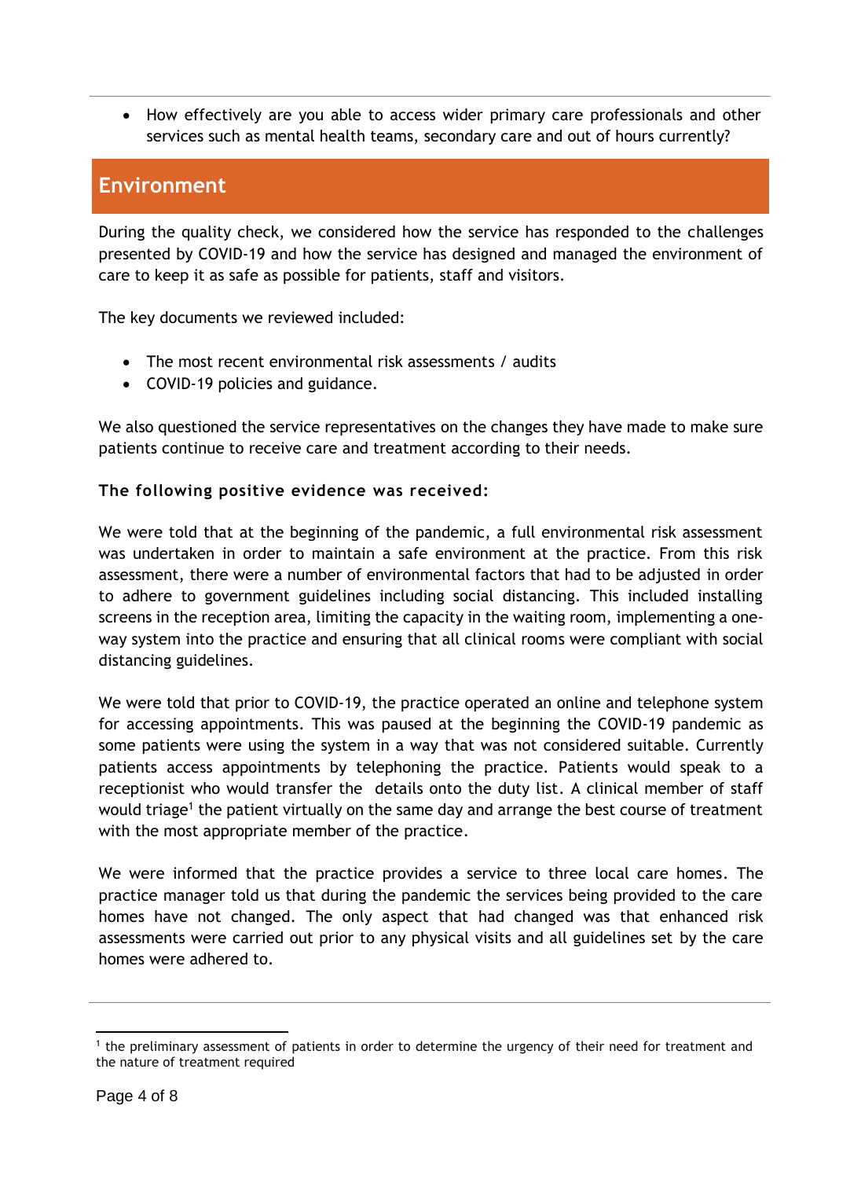- How effectively are you able to access wider primary care professionals and other services such as mental health teams, secondary care and out of hours currently?

## Environment

During the quality check, we considered how the service has responded to the challenges presented by COVID-19 and how the service has designed and managed the environment of care to keep it as safe as possible for patients, staff and visitors.

The key documents we reviewed included:

- The most recent environmental risk assessments / audits
- COVID-19 policies and guidance.

We also questioned the service representatives on the changes they have made to make sure patients continue to receive care and treatment according to their needs.

**The following positive evidence was received:**

We were told that at the beginning of the pandemic, a full environmental risk assessment was undertaken in order to maintain a safe environment at the practice. From this risk assessment, there were a number of environmental factors that had to be adjusted in order to adhere to government guidelines including social distancing. This included installing screens in the reception area, limiting the capacity in the waiting room, implementing a one-way system into the practice and ensuring that all clinical rooms were compliant with social distancing guidelines.

We were told that prior to COVID-19, the practice operated an online and telephone system for accessing appointments. This was paused at the beginning the COVID-19 pandemic as some patients were using the system in a way that was not considered suitable. Currently patients access appointments by telephoning the practice. Patients would speak to a receptionist who would transfer the details onto the duty list. A clinical member of staff would triage[1] the patient virtually on the same day and arrange the best course of treatment with the most appropriate member of the practice.

We were informed that the practice provides a service to three local care homes. The practice manager told us that during the pandemic the services being provided to the care homes have not changed. The only aspect that had changed was that enhanced risk assessments were carried out prior to any physical visits and all guidelines set by the care homes were adhered to.

[1] the preliminary assessment of patients in order to determine the urgency of their need for treatment and the nature of treatment required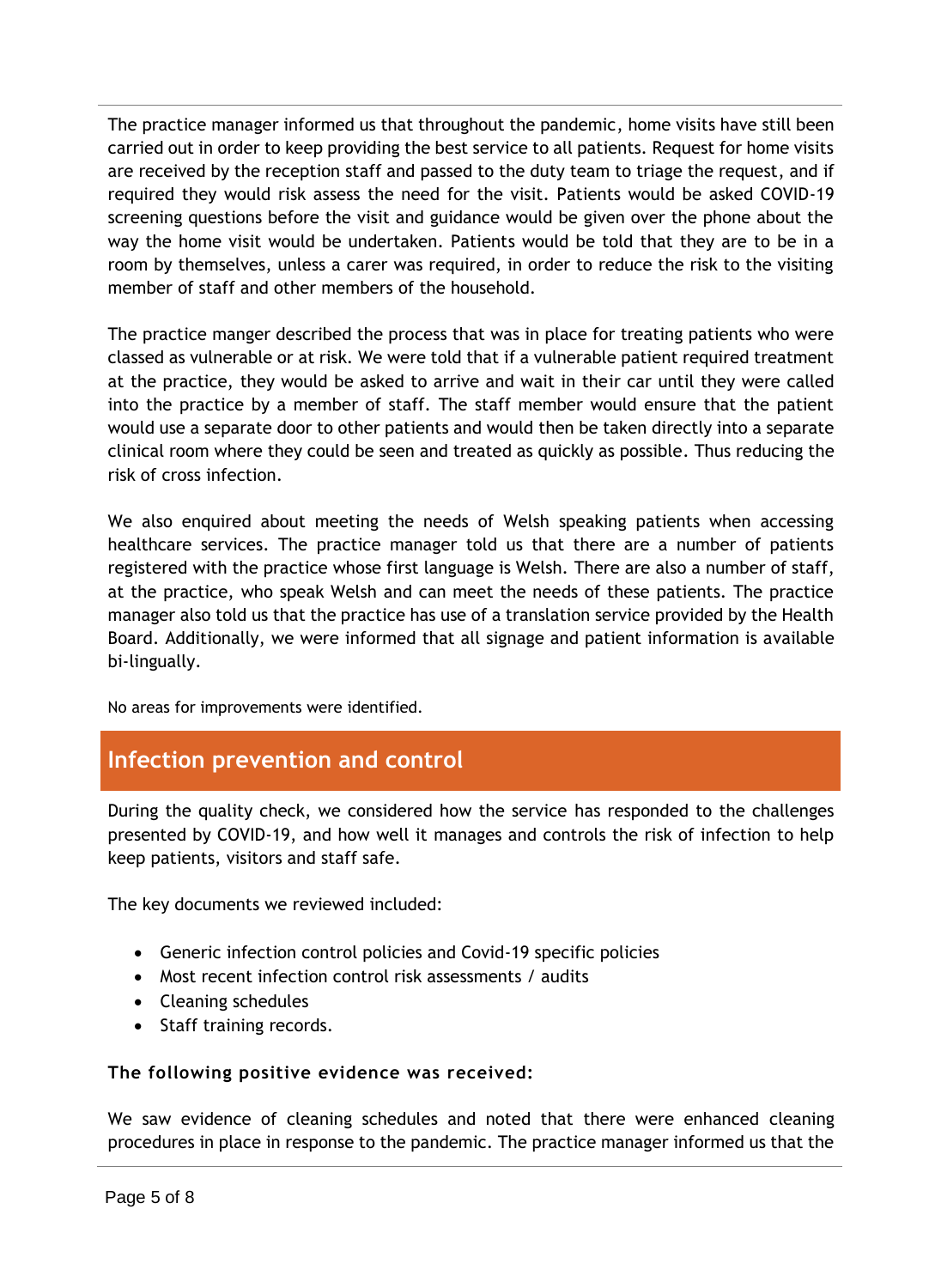The practice manager informed us that throughout the pandemic, home visits have still been carried out in order to keep providing the best service to all patients. Request for home visits are received by the reception staff and passed to the duty team to triage the request, and if required they would risk assess the need for the visit. Patients would be asked COVID-19 screening questions before the visit and guidance would be given over the phone about the way the home visit would be undertaken. Patients would be told that they are to be in a room by themselves, unless a carer was required, in order to reduce the risk to the visiting member of staff and other members of the household.

The practice manger described the process that was in place for treating patients who were classed as vulnerable or at risk. We were told that if a vulnerable patient required treatment at the practice, they would be asked to arrive and wait in their car until they were called into the practice by a member of staff. The staff member would ensure that the patient would use a separate door to other patients and would then be taken directly into a separate clinical room where they could be seen and treated as quickly as possible. Thus reducing the risk of cross infection.

We also enquired about meeting the needs of Welsh speaking patients when accessing healthcare services. The practice manager told us that there are a number of patients registered with the practice whose first language is Welsh. There are also a number of staff, at the practice, who speak Welsh and can meet the needs of these patients. The practice manager also told us that the practice has use of a translation service provided by the Health Board. Additionally, we were informed that all signage and patient information is available bi-lingually.

No areas for improvements were identified.

## Infection prevention and control

During the quality check, we considered how the service has responded to the challenges presented by COVID-19, and how well it manages and controls the risk of infection to help keep patients, visitors and staff safe.

The key documents we reviewed included:

- Generic infection control policies and Covid-19 specific policies
- Most recent infection control risk assessments / audits
- Cleaning schedules
- Staff training records.

**The following positive evidence was received:**

We saw evidence of cleaning schedules and noted that there were enhanced cleaning procedures in place in response to the pandemic. The practice manager informed us that the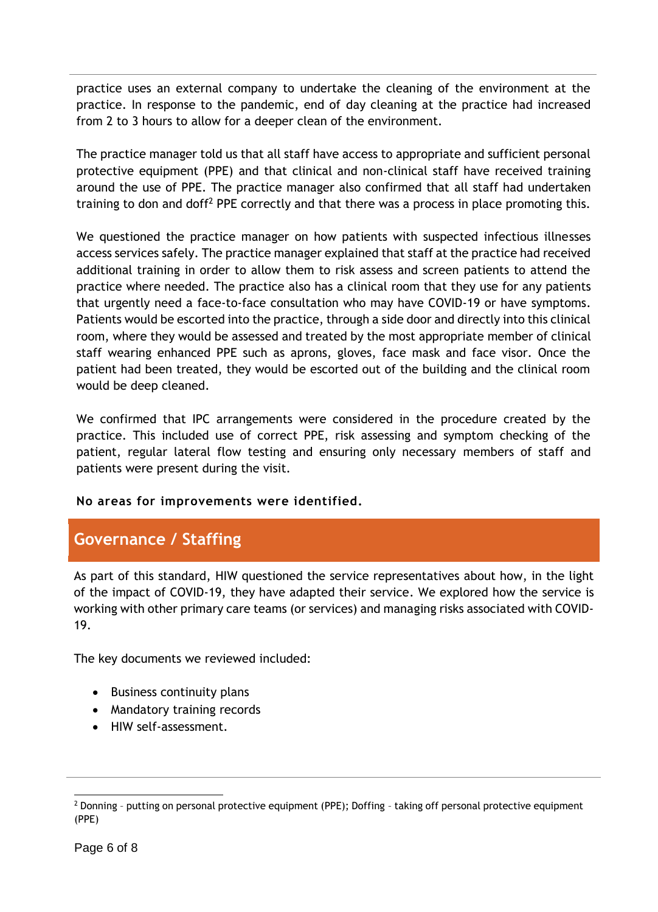practice uses an external company to undertake the cleaning of the environment at the practice. In response to the pandemic, end of day cleaning at the practice had increased from 2 to 3 hours to allow for a deeper clean of the environment.

The practice manager told us that all staff have access to appropriate and sufficient personal protective equipment (PPE) and that clinical and non-clinical staff have received training around the use of PPE. The practice manager also confirmed that all staff had undertaken training to don and doff[2] PPE correctly and that there was a process in place promoting this.

We questioned the practice manager on how patients with suspected infectious illnesses access services safely. The practice manager explained that staff at the practice had received additional training in order to allow them to risk assess and screen patients to attend the practice where needed. The practice also has a clinical room that they use for any patients that urgently need a face-to-face consultation who may have COVID-19 or have symptoms. Patients would be escorted into the practice, through a side door and directly into this clinical room, where they would be assessed and treated by the most appropriate member of clinical staff wearing enhanced PPE such as aprons, gloves, face mask and face visor. Once the patient had been treated, they would be escorted out of the building and the clinical room would be deep cleaned.

We confirmed that IPC arrangements were considered in the procedure created by the practice. This included use of correct PPE, risk assessing and symptom checking of the patient, regular lateral flow testing and ensuring only necessary members of staff and patients were present during the visit.

**No areas for improvements were identified.**

## Governance / Staffing

As part of this standard, HIW questioned the service representatives about how, in the light of the impact of COVID-19, they have adapted their service. We explored how the service is working with other primary care teams (or services) and managing risks associated with COVID-19.

The key documents we reviewed included:

- Business continuity plans
- Mandatory training records
- HIW self-assessment.

[2] Donning – putting on personal protective equipment (PPE); Doffing – taking off personal protective equipment (PPE)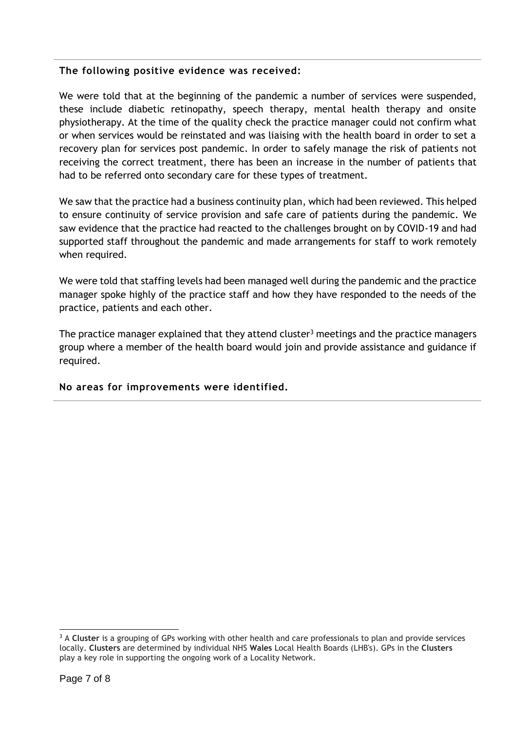**The following positive evidence was received:**

We were told that at the beginning of the pandemic a number of services were suspended, these include diabetic retinopathy, speech therapy, mental health therapy and onsite physiotherapy. At the time of the quality check the practice manager could not confirm what or when services would be reinstated and was liaising with the health board in order to set a recovery plan for services post pandemic. In order to safely manage the risk of patients not receiving the correct treatment, there has been an increase in the number of patients that had to be referred onto secondary care for these types of treatment.

We saw that the practice had a business continuity plan, which had been reviewed. This helped to ensure continuity of service provision and safe care of patients during the pandemic. We saw evidence that the practice had reacted to the challenges brought on by COVID-19 and had supported staff throughout the pandemic and made arrangements for staff to work remotely when required.

We were told that staffing levels had been managed well during the pandemic and the practice manager spoke highly of the practice staff and how they have responded to the needs of the practice, patients and each other.

The practice manager explained that they attend cluster[3] meetings and the practice managers group where a member of the health board would join and provide assistance and guidance if required.

**No areas for improvements were identified.**

---

[3] A **Cluster** is a grouping of GPs working with other health and care professionals to plan and provide services locally. **Clusters** are determined by individual NHS **Wales** Local Health Boards (LHB's). GPs in the **Clusters** play a key role in supporting the ongoing work of a Locality Network.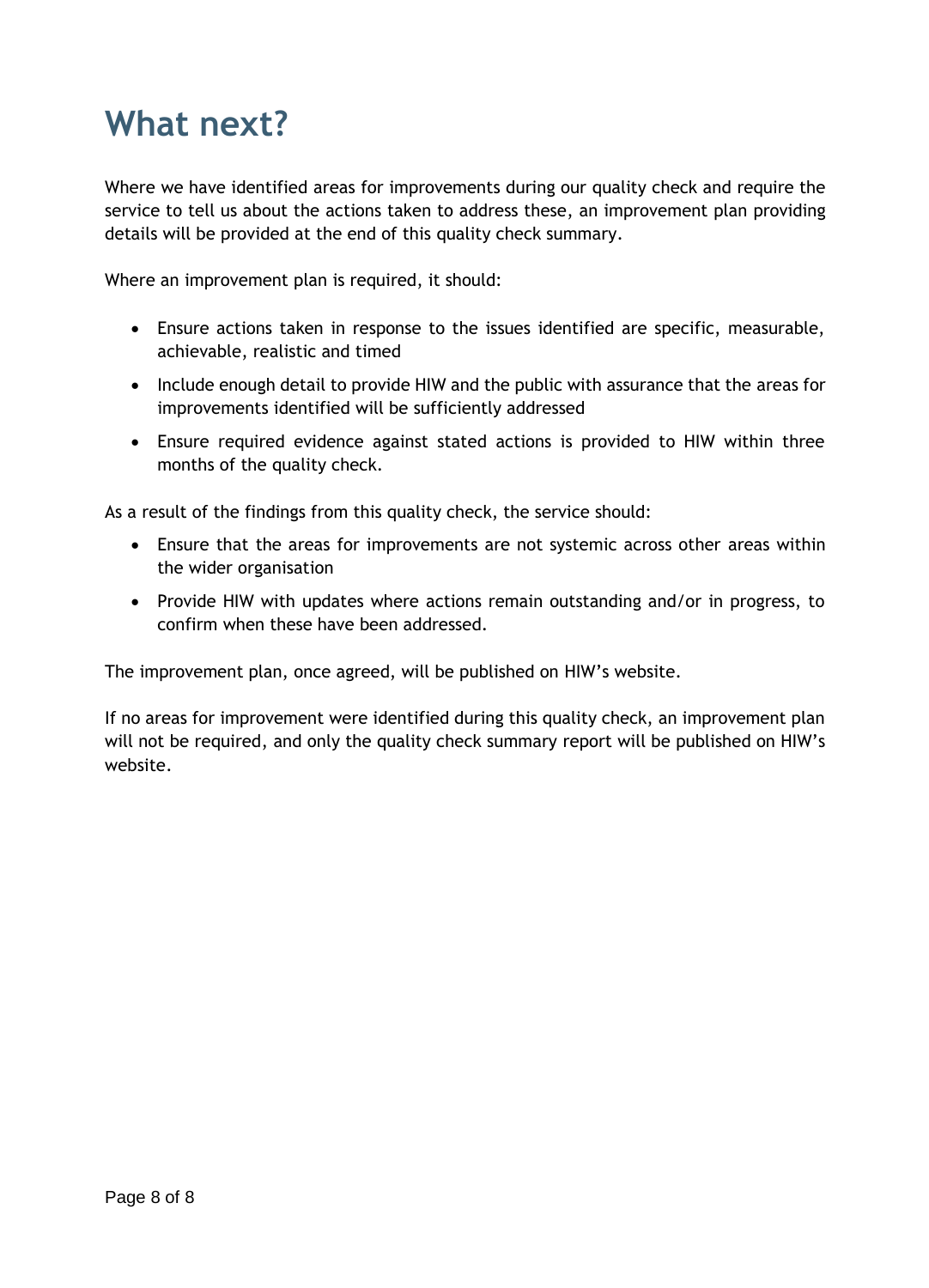# What next?

Where we have identified areas for improvements during our quality check and require the service to tell us about the actions taken to address these, an improvement plan providing details will be provided at the end of this quality check summary.

Where an improvement plan is required, it should:

- Ensure actions taken in response to the issues identified are specific, measurable, achievable, realistic and timed
- Include enough detail to provide HIW and the public with assurance that the areas for improvements identified will be sufficiently addressed
- Ensure required evidence against stated actions is provided to HIW within three months of the quality check.

As a result of the findings from this quality check, the service should:

- Ensure that the areas for improvements are not systemic across other areas within the wider organisation
- Provide HIW with updates where actions remain outstanding and/or in progress, to confirm when these have been addressed.

The improvement plan, once agreed, will be published on HIW's website.

If no areas for improvement were identified during this quality check, an improvement plan will not be required, and only the quality check summary report will be published on HIW's website.